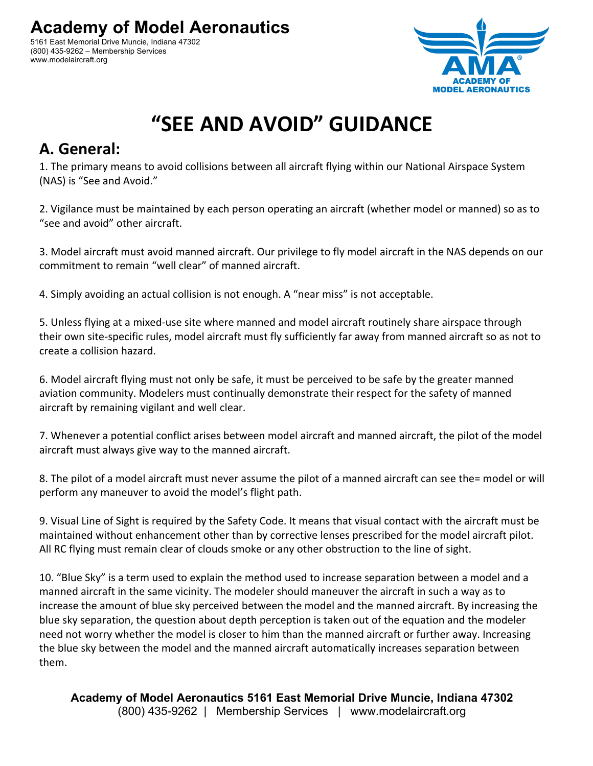# Academy of Model Aeronautics

5161 East Memorial Drive Muncie, Indiana 47302
(800) 435-9262 – Membership Services
www.modelaircraft.org

# "SEE AND AVOID" GUIDANCE

## A. General:

1. The primary means to avoid collisions between all aircraft flying within our National Airspace System (NAS) is "See and Avoid."

2. Vigilance must be maintained by each person operating an aircraft (whether model or manned) so as to "see and avoid" other aircraft.

3. Model aircraft must avoid manned aircraft. Our privilege to fly model aircraft in the NAS depends on our commitment to remain "well clear" of manned aircraft.

4. Simply avoiding an actual collision is not enough. A "near miss" is not acceptable.

5. Unless flying at a mixed-use site where manned and model aircraft routinely share airspace through their own site-specific rules, model aircraft must fly sufficiently far away from manned aircraft so as not to create a collision hazard.

6. Model aircraft flying must not only be safe, it must be perceived to be safe by the greater manned aviation community. Modelers must continually demonstrate their respect for the safety of manned aircraft by remaining vigilant and well clear.

7. Whenever a potential conflict arises between model aircraft and manned aircraft, the pilot of the model aircraft must always give way to the manned aircraft.

8. The pilot of a model aircraft must never assume the pilot of a manned aircraft can see the= model or will perform any maneuver to avoid the model's flight path.

9. Visual Line of Sight is required by the Safety Code. It means that visual contact with the aircraft must be maintained without enhancement other than by corrective lenses prescribed for the model aircraft pilot. All RC flying must remain clear of clouds smoke or any other obstruction to the line of sight.

10. "Blue Sky" is a term used to explain the method used to increase separation between a model and a manned aircraft in the same vicinity. The modeler should maneuver the aircraft in such a way as to increase the amount of blue sky perceived between the model and the manned aircraft. By increasing the blue sky separation, the question about depth perception is taken out of the equation and the modeler need not worry whether the model is closer to him than the manned aircraft or further away. Increasing the blue sky between the model and the manned aircraft automatically increases separation between them.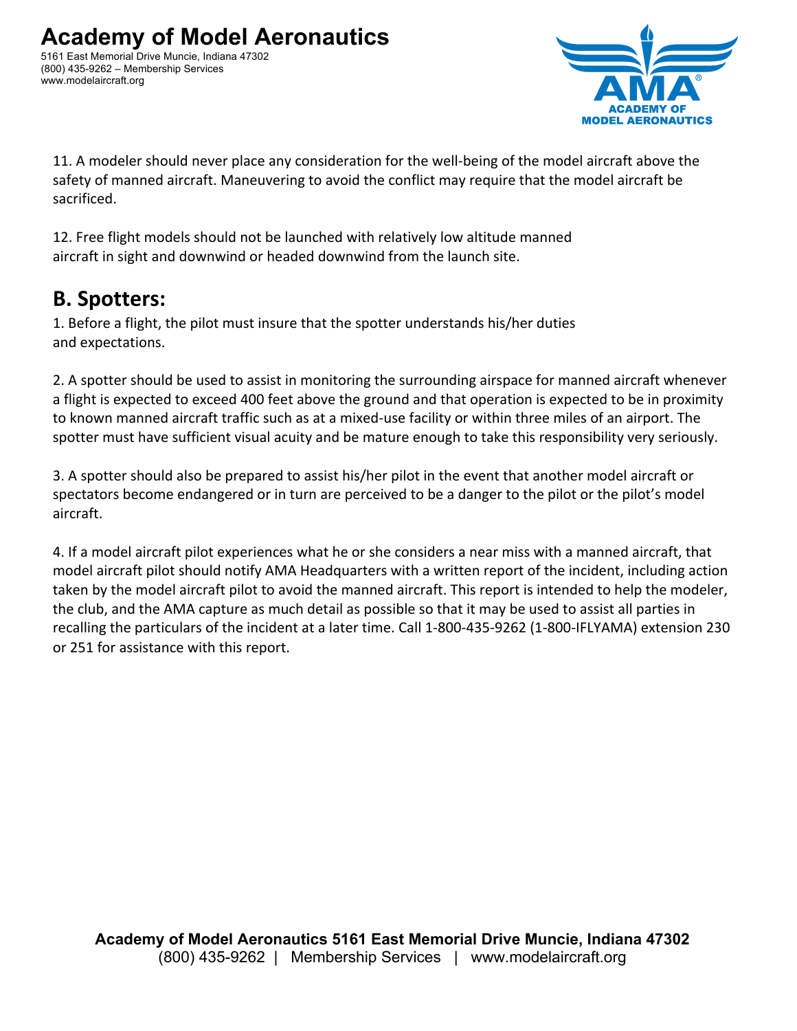11. A modeler should never place any consideration for the well-being of the model aircraft above the safety of manned aircraft. Maneuvering to avoid the conflict may require that the model aircraft be sacrificed.

12. Free flight models should not be launched with relatively low altitude manned aircraft in sight and downwind or headed downwind from the launch site.

## B. Spotters:

1. Before a flight, the pilot must insure that the spotter understands his/her duties and expectations.

2. A spotter should be used to assist in monitoring the surrounding airspace for manned aircraft whenever a flight is expected to exceed 400 feet above the ground and that operation is expected to be in proximity to known manned aircraft traffic such as at a mixed-use facility or within three miles of an airport. The spotter must have sufficient visual acuity and be mature enough to take this responsibility very seriously.

3. A spotter should also be prepared to assist his/her pilot in the event that another model aircraft or spectators become endangered or in turn are perceived to be a danger to the pilot or the pilot's model aircraft.

4. If a model aircraft pilot experiences what he or she considers a near miss with a manned aircraft, that model aircraft pilot should notify AMA Headquarters with a written report of the incident, including action taken by the model aircraft pilot to avoid the manned aircraft. This report is intended to help the modeler, the club, and the AMA capture as much detail as possible so that it may be used to assist all parties in recalling the particulars of the incident at a later time. Call 1-800-435-9262 (1-800-IFLYAMA) extension 230 or 251 for assistance with this report.